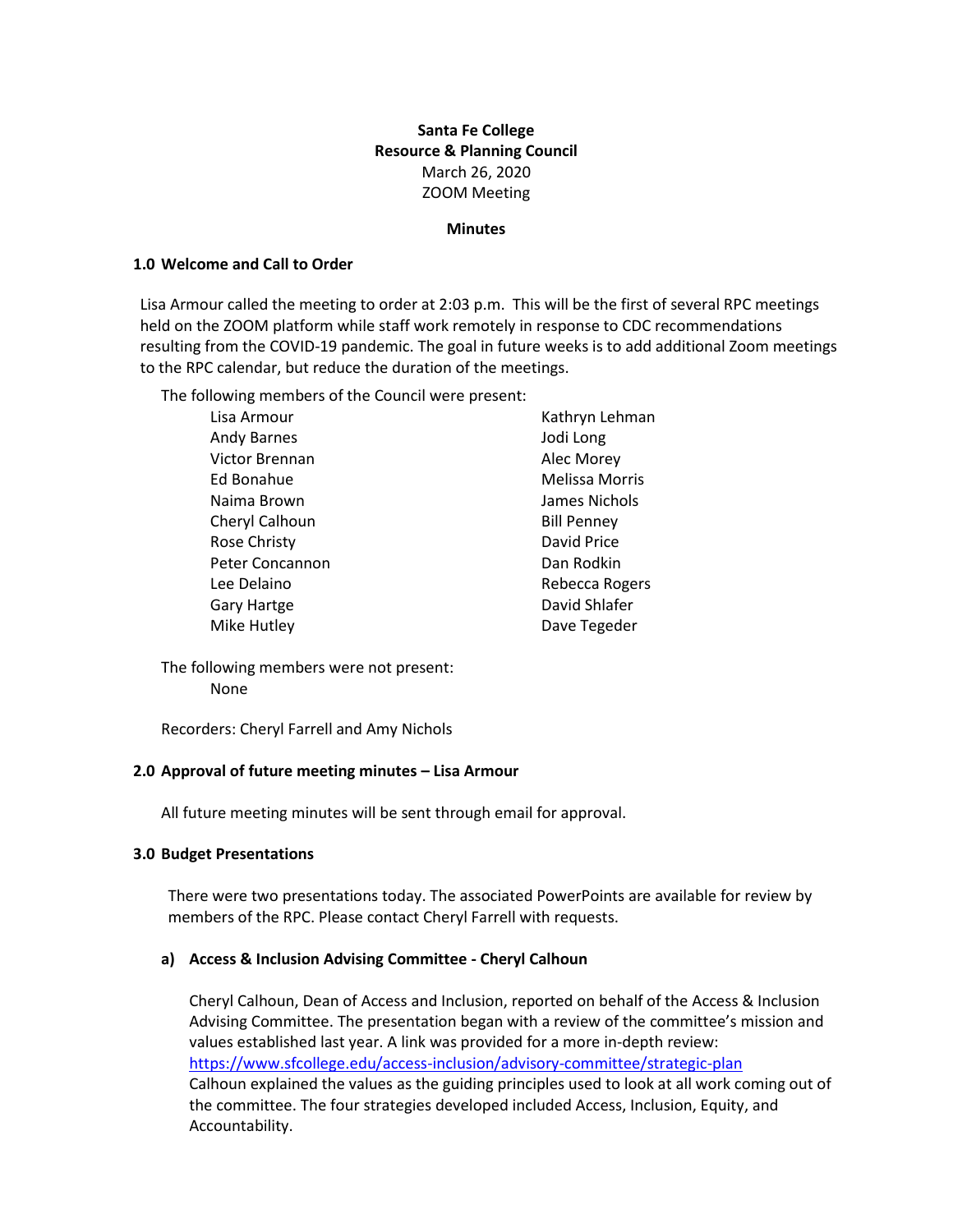**Santa Fe College**
**Resource & Planning Council**
March 26, 2020
ZOOM Meeting

**Minutes**

## 1.0 Welcome and Call to Order

Lisa Armour called the meeting to order at 2:03 p.m. This will be the first of several RPC meetings held on the ZOOM platform while staff work remotely in response to CDC recommendations resulting from the COVID-19 pandemic. The goal in future weeks is to add additional Zoom meetings to the RPC calendar, but reduce the duration of the meetings.

The following members of the Council were present:

- Lisa Armour
- Andy Barnes
- Victor Brennan
- Ed Bonahue
- Naima Brown
- Cheryl Calhoun
- Rose Christy
- Peter Concannon
- Lee Delaino
- Gary Hartge
- Mike Hutley
- Kathryn Lehman
- Jodi Long
- Alec Morey
- Melissa Morris
- James Nichols
- Bill Penney
- David Price
- Dan Rodkin
- Rebecca Rogers
- David Shlafer
- Dave Tegeder

The following members were not present:
None

Recorders: Cheryl Farrell and Amy Nichols

## 2.0 Approval of future meeting minutes – Lisa Armour

All future meeting minutes will be sent through email for approval.

## 3.0 Budget Presentations

There were two presentations today. The associated PowerPoints are available for review by members of the RPC. Please contact Cheryl Farrell with requests.

### a) Access & Inclusion Advising Committee - Cheryl Calhoun

Cheryl Calhoun, Dean of Access and Inclusion, reported on behalf of the Access & Inclusion Advising Committee. The presentation began with a review of the committee's mission and values established last year. A link was provided for a more in-depth review: https://www.sfcollege.edu/access-inclusion/advisory-committee/strategic-plan
Calhoun explained the values as the guiding principles used to look at all work coming out of the committee. The four strategies developed included Access, Inclusion, Equity, and Accountability.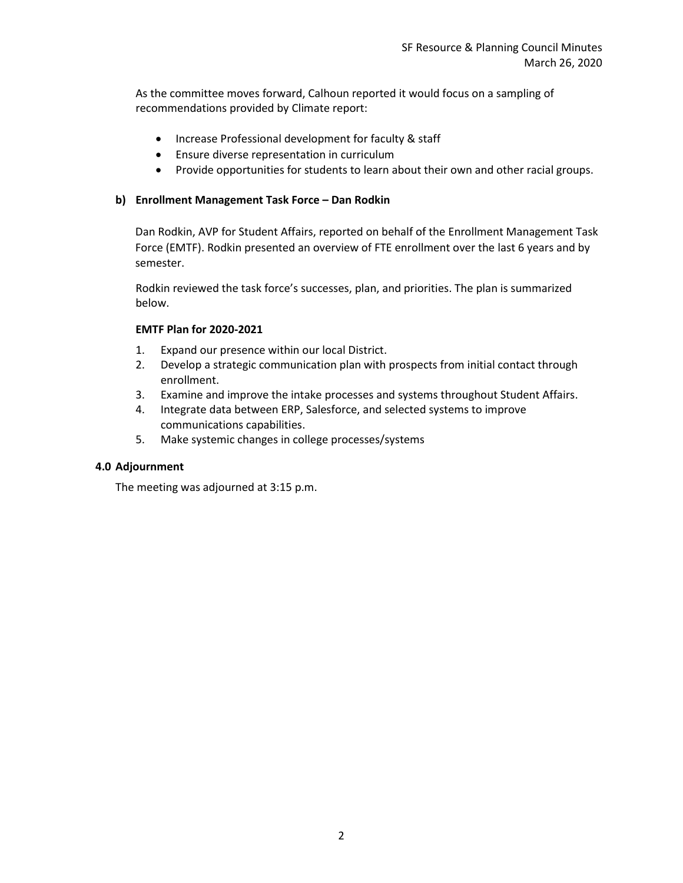As the committee moves forward, Calhoun reported it would focus on a sampling of recommendations provided by Climate report:

- Increase Professional development for faculty & staff
- Ensure diverse representation in curriculum
- Provide opportunities for students to learn about their own and other racial groups.

**b) Enrollment Management Task Force – Dan Rodkin**

Dan Rodkin, AVP for Student Affairs, reported on behalf of the Enrollment Management Task Force (EMTF). Rodkin presented an overview of FTE enrollment over the last 6 years and by semester.

Rodkin reviewed the task force's successes, plan, and priorities. The plan is summarized below.

**EMTF Plan for 2020-2021**

1. Expand our presence within our local District.
2. Develop a strategic communication plan with prospects from initial contact through enrollment.
3. Examine and improve the intake processes and systems throughout Student Affairs.
4. Integrate data between ERP, Salesforce, and selected systems to improve communications capabilities.
5. Make systemic changes in college processes/systems

**4.0 Adjournment**

The meeting was adjourned at 3:15 p.m.